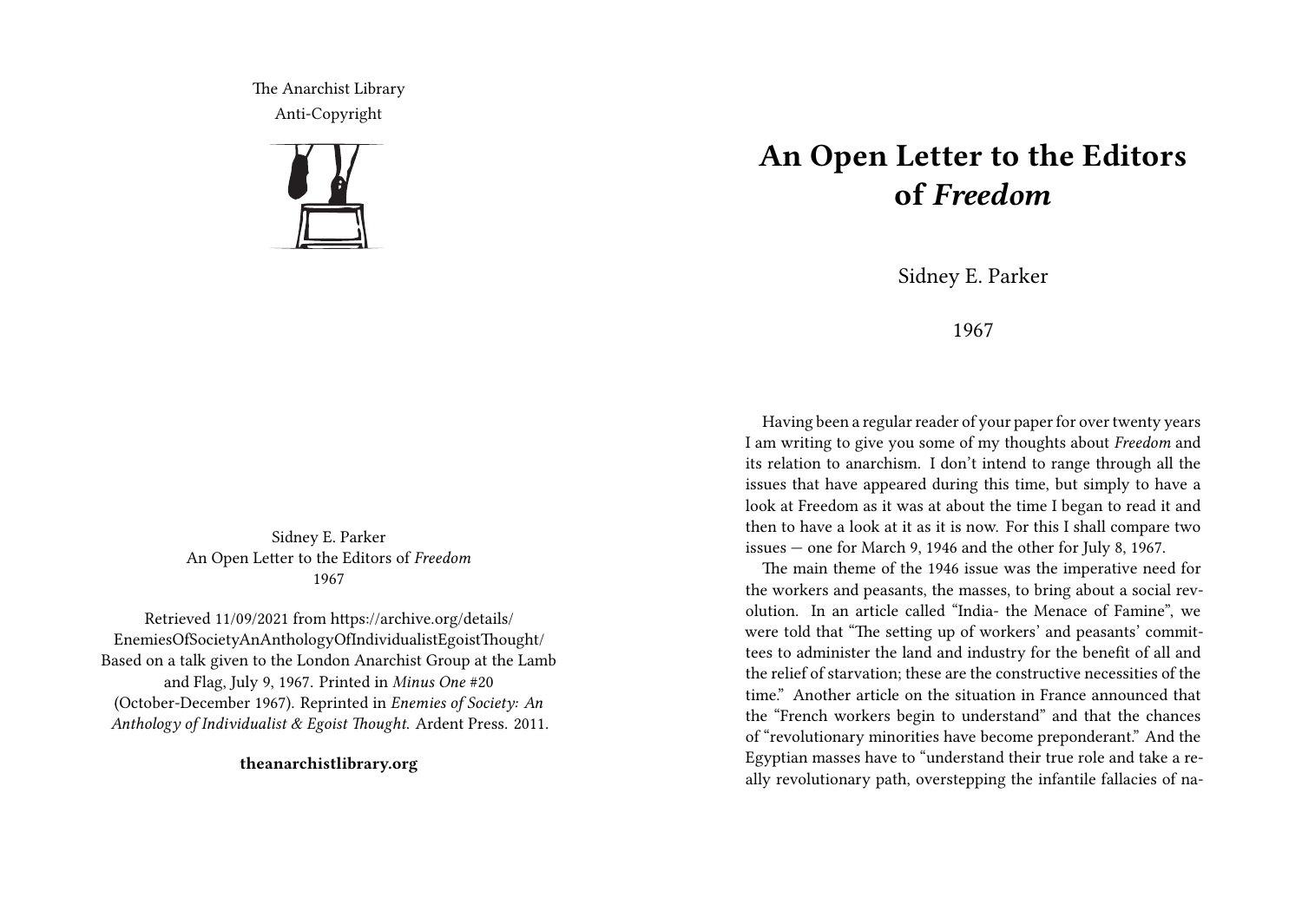The Anarchist Library
Anti-Copyright

Sidney E. Parker
An Open Letter to the Editors of *Freedom*
1967

Retrieved 11/09/2021 from https://archive.org/details/EnemiesOfSocietyAnAnthologyOfIndividualistEgoistThought/
Based on a talk given to the London Anarchist Group at the Lamb and Flag, July 9, 1967. Printed in *Minus One* #20 (October-December 1967). Reprinted in *Enemies of Society: An Anthology of Individualist & Egoist Thought*. Ardent Press. 2011.

**theanarchistlibrary.org**

# An Open Letter to the Editors of *Freedom*

Sidney E. Parker

1967

Having been a regular reader of your paper for over twenty years I am writing to give you some of my thoughts about *Freedom* and its relation to anarchism. I don't intend to range through all the issues that have appeared during this time, but simply to have a look at Freedom as it was at about the time I began to read it and then to have a look at it as it is now. For this I shall compare two issues — one for March 9, 1946 and the other for July 8, 1967.

The main theme of the 1946 issue was the imperative need for the workers and peasants, the masses, to bring about a social revolution. In an article called "India- the Menace of Famine", we were told that "The setting up of workers' and peasants' committees to administer the land and industry for the benefit of all and the relief of starvation; these are the constructive necessities of the time." Another article on the situation in France announced that the "French workers begin to understand" and that the chances of "revolutionary minorities have become preponderant." And the Egyptian masses have to "understand their true role and take a really revolutionary path, overstepping the infantile fallacies of na-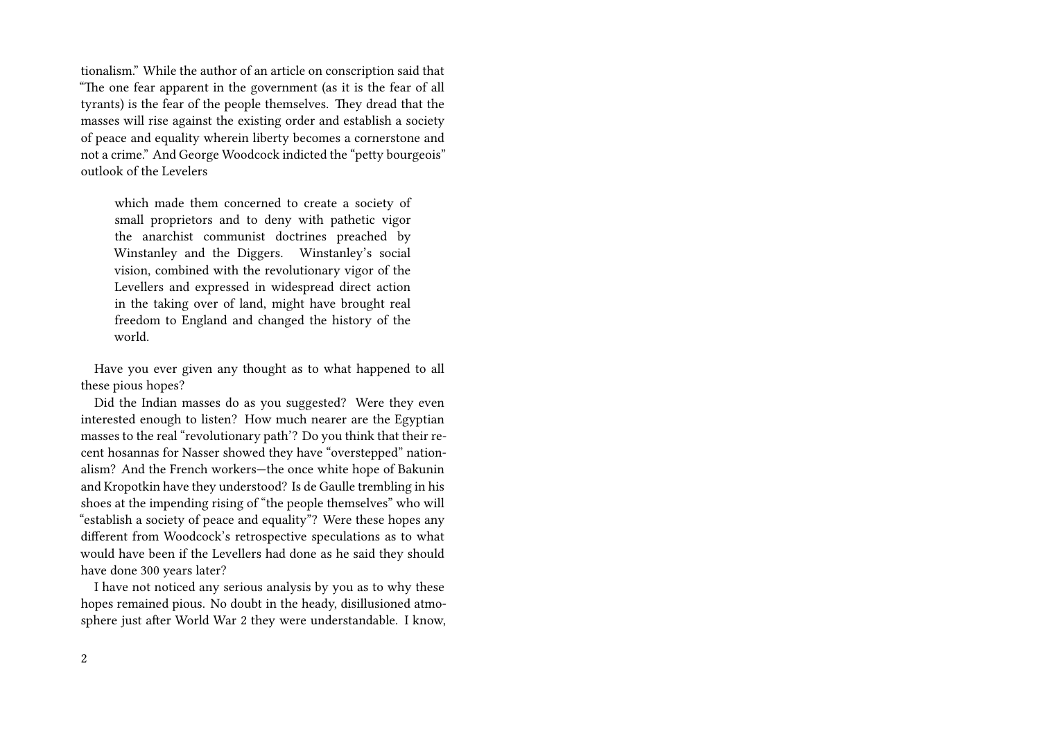tionalism." While the author of an article on conscription said that "The one fear apparent in the government (as it is the fear of all tyrants) is the fear of the people themselves. They dread that the masses will rise against the existing order and establish a society of peace and equality wherein liberty becomes a cornerstone and not a crime." And George Woodcock indicted the "petty bourgeois" outlook of the Levelers

> which made them concerned to create a society of small proprietors and to deny with pathetic vigor the anarchist communist doctrines preached by Winstanley and the Diggers. Winstanley's social vision, combined with the revolutionary vigor of the Levellers and expressed in widespread direct action in the taking over of land, might have brought real freedom to England and changed the history of the world.

Have you ever given any thought as to what happened to all these pious hopes?

Did the Indian masses do as you suggested? Were they even interested enough to listen? How much nearer are the Egyptian masses to the real "revolutionary path'? Do you think that their recent hosannas for Nasser showed they have "overstepped" nationalism? And the French workers—the once white hope of Bakunin and Kropotkin have they understood? Is de Gaulle trembling in his shoes at the impending rising of "the people themselves" who will "establish a society of peace and equality"? Were these hopes any different from Woodcock's retrospective speculations as to what would have been if the Levellers had done as he said they should have done 300 years later?

I have not noticed any serious analysis by you as to why these hopes remained pious. No doubt in the heady, disillusioned atmosphere just after World War 2 they were understandable. I know,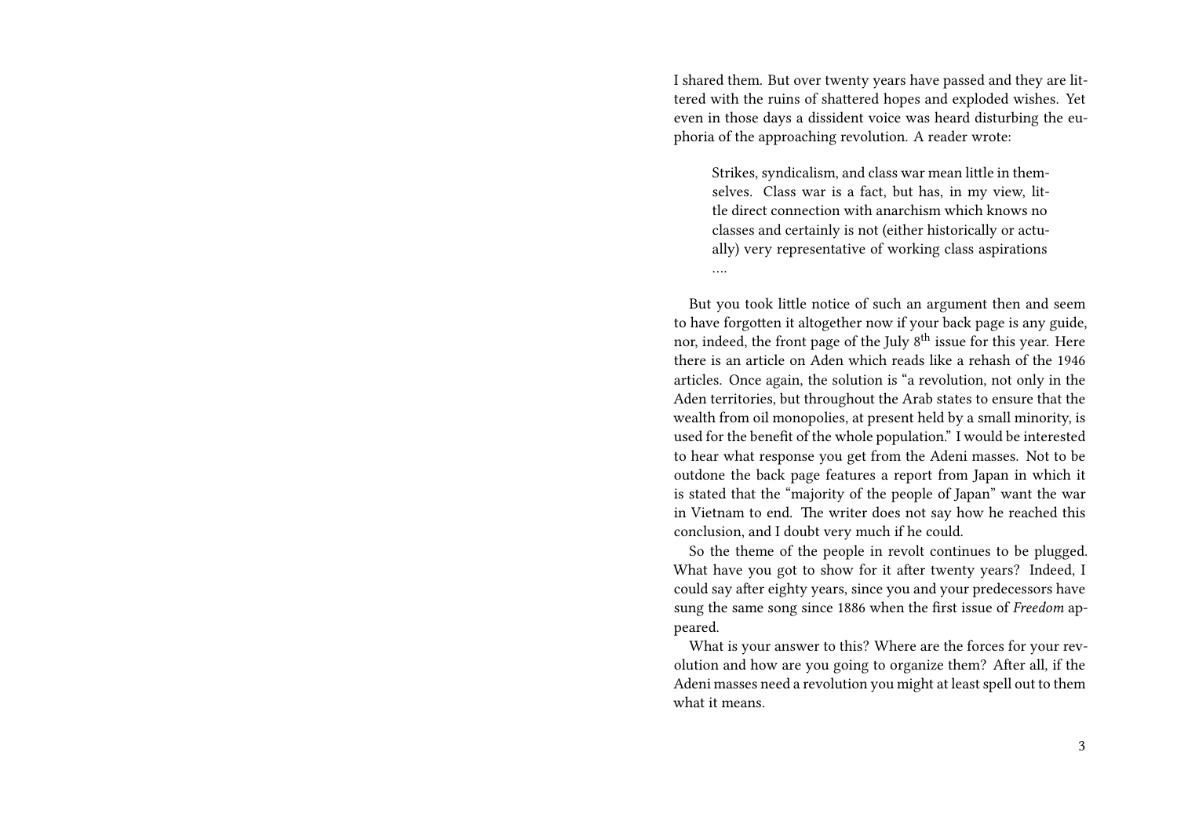I shared them. But over twenty years have passed and they are littered with the ruins of shattered hopes and exploded wishes. Yet even in those days a dissident voice was heard disturbing the euphoria of the approaching revolution. A reader wrote:

> Strikes, syndicalism, and class war mean little in themselves. Class war is a fact, but has, in my view, little direct connection with anarchism which knows no classes and certainly is not (either historically or actually) very representative of working class aspirations ….

But you took little notice of such an argument then and seem to have forgotten it altogether now if your back page is any guide, nor, indeed, the front page of the July 8th issue for this year. Here there is an article on Aden which reads like a rehash of the 1946 articles. Once again, the solution is "a revolution, not only in the Aden territories, but throughout the Arab states to ensure that the wealth from oil monopolies, at present held by a small minority, is used for the benefit of the whole population." I would be interested to hear what response you get from the Adeni masses. Not to be outdone the back page features a report from Japan in which it is stated that the "majority of the people of Japan" want the war in Vietnam to end. The writer does not say how he reached this conclusion, and I doubt very much if he could.

So the theme of the people in revolt continues to be plugged. What have you got to show for it after twenty years? Indeed, I could say after eighty years, since you and your predecessors have sung the same song since 1886 when the first issue of *Freedom* appeared.

What is your answer to this? Where are the forces for your revolution and how are you going to organize them? After all, if the Adeni masses need a revolution you might at least spell out to them what it means.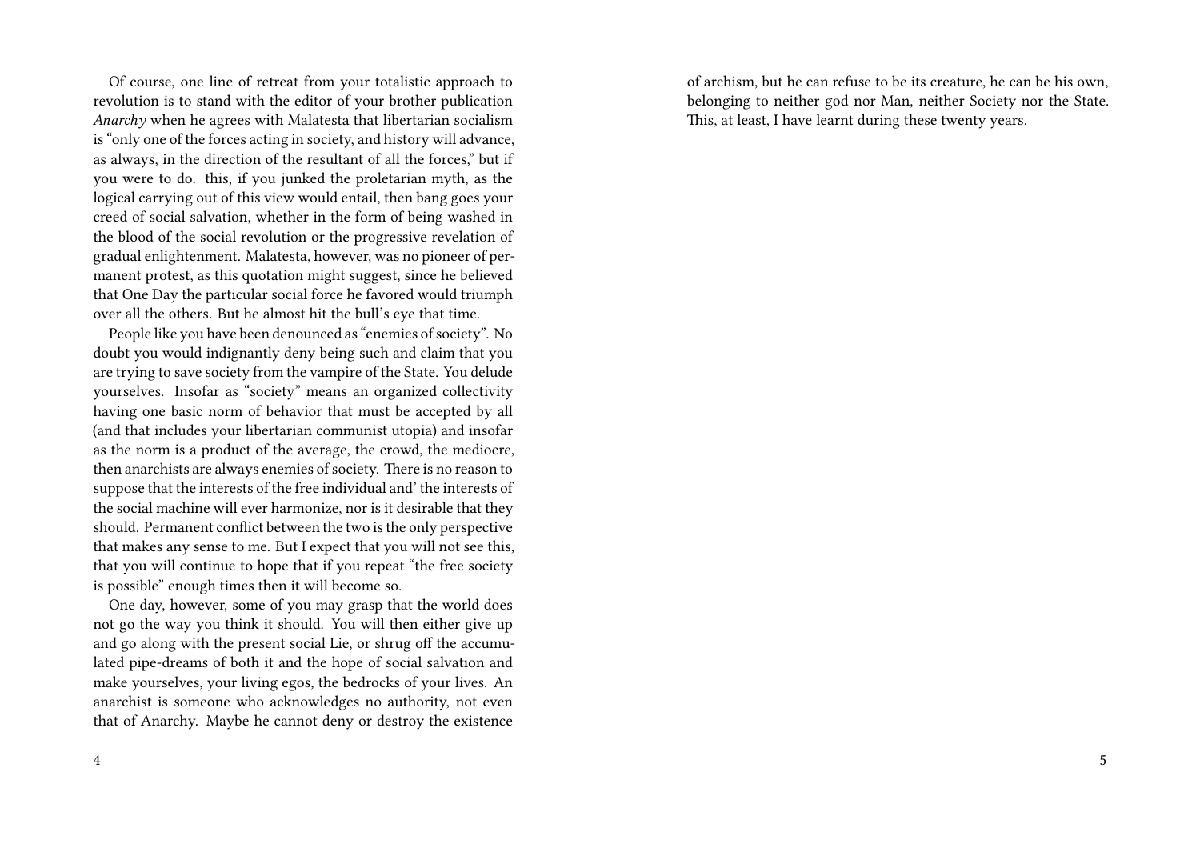Of course, one line of retreat from your totalistic approach to revolution is to stand with the editor of your brother publication *Anarchy* when he agrees with Malatesta that libertarian socialism is "only one of the forces acting in society, and history will advance, as always, in the direction of the resultant of all the forces," but if you were to do. this, if you junked the proletarian myth, as the logical carrying out of this view would entail, then bang goes your creed of social salvation, whether in the form of being washed in the blood of the social revolution or the progressive revelation of gradual enlightenment. Malatesta, however, was no pioneer of permanent protest, as this quotation might suggest, since he believed that One Day the particular social force he favored would triumph over all the others. But he almost hit the bull's eye that time.

People like you have been denounced as "enemies of society". No doubt you would indignantly deny being such and claim that you are trying to save society from the vampire of the State. You delude yourselves. Insofar as "society" means an organized collectivity having one basic norm of behavior that must be accepted by all (and that includes your libertarian communist utopia) and insofar as the norm is a product of the average, the crowd, the mediocre, then anarchists are always enemies of society. There is no reason to suppose that the interests of the free individual and' the interests of the social machine will ever harmonize, nor is it desirable that they should. Permanent conflict between the two is the only perspective that makes any sense to me. But I expect that you will not see this, that you will continue to hope that if you repeat "the free society is possible" enough times then it will become so.

One day, however, some of you may grasp that the world does not go the way you think it should. You will then either give up and go along with the present social Lie, or shrug off the accumulated pipe-dreams of both it and the hope of social salvation and make yourselves, your living egos, the bedrocks of your lives. An anarchist is someone who acknowledges no authority, not even that of Anarchy. Maybe he cannot deny or destroy the existence of archism, but he can refuse to be its creature, he can be his own, belonging to neither god nor Man, neither Society nor the State. This, at least, I have learnt during these twenty years.